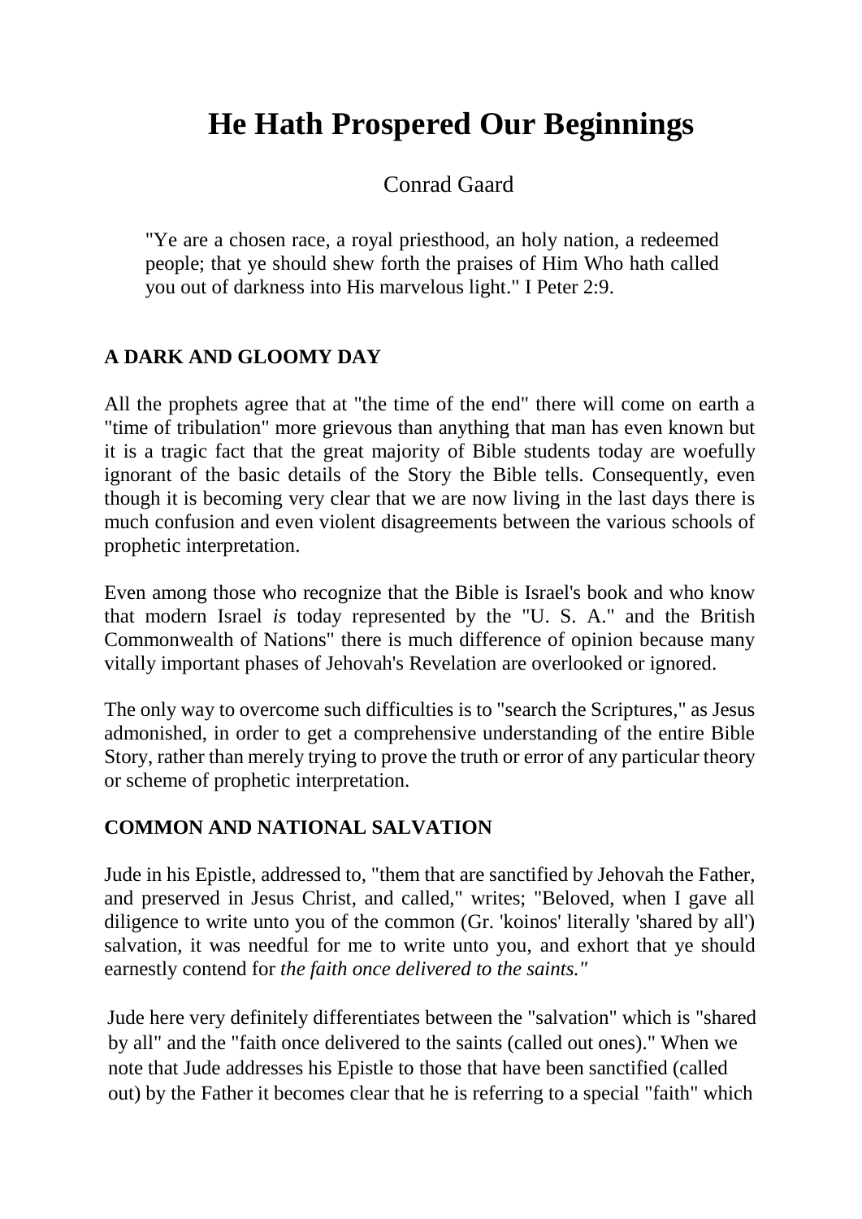# He Hath Prospered Our Beginnings

Conrad Gaard

> "Ye are a chosen race, a royal priesthood, an holy nation, a redeemed people; that ye should shew forth the praises of Him Who hath called you out of darkness into His marvelous light." I Peter 2:9.

## A DARK AND GLOOMY DAY

All the prophets agree that at "the time of the end" there will come on earth a "time of tribulation" more grievous than anything that man has even known but it is a tragic fact that the great majority of Bible students today are woefully ignorant of the basic details of the Story the Bible tells. Consequently, even though it is becoming very clear that we are now living in the last days there is much confusion and even violent disagreements between the various schools of prophetic interpretation.

Even among those who recognize that the Bible is Israel's book and who know that modern Israel *is* today represented by the "U. S. A." and the British Commonwealth of Nations" there is much difference of opinion because many vitally important phases of Jehovah's Revelation are overlooked or ignored.

The only way to overcome such difficulties is to "search the Scriptures," as Jesus admonished, in order to get a comprehensive understanding of the entire Bible Story, rather than merely trying to prove the truth or error of any particular theory or scheme of prophetic interpretation.

## COMMON AND NATIONAL SALVATION

Jude in his Epistle, addressed to, "them that are sanctified by Jehovah the Father, and preserved in Jesus Christ, and called," writes; "Beloved, when I gave all diligence to write unto you of the common (Gr. 'koinos' literally 'shared by all') salvation, it was needful for me to write unto you, and exhort that ye should earnestly contend for *the faith once delivered to the saints."*

Jude here very definitely differentiates between the "salvation" which is "shared by all" and the "faith once delivered to the saints (called out ones)." When we note that Jude addresses his Epistle to those that have been sanctified (called out) by the Father it becomes clear that he is referring to a special "faith" which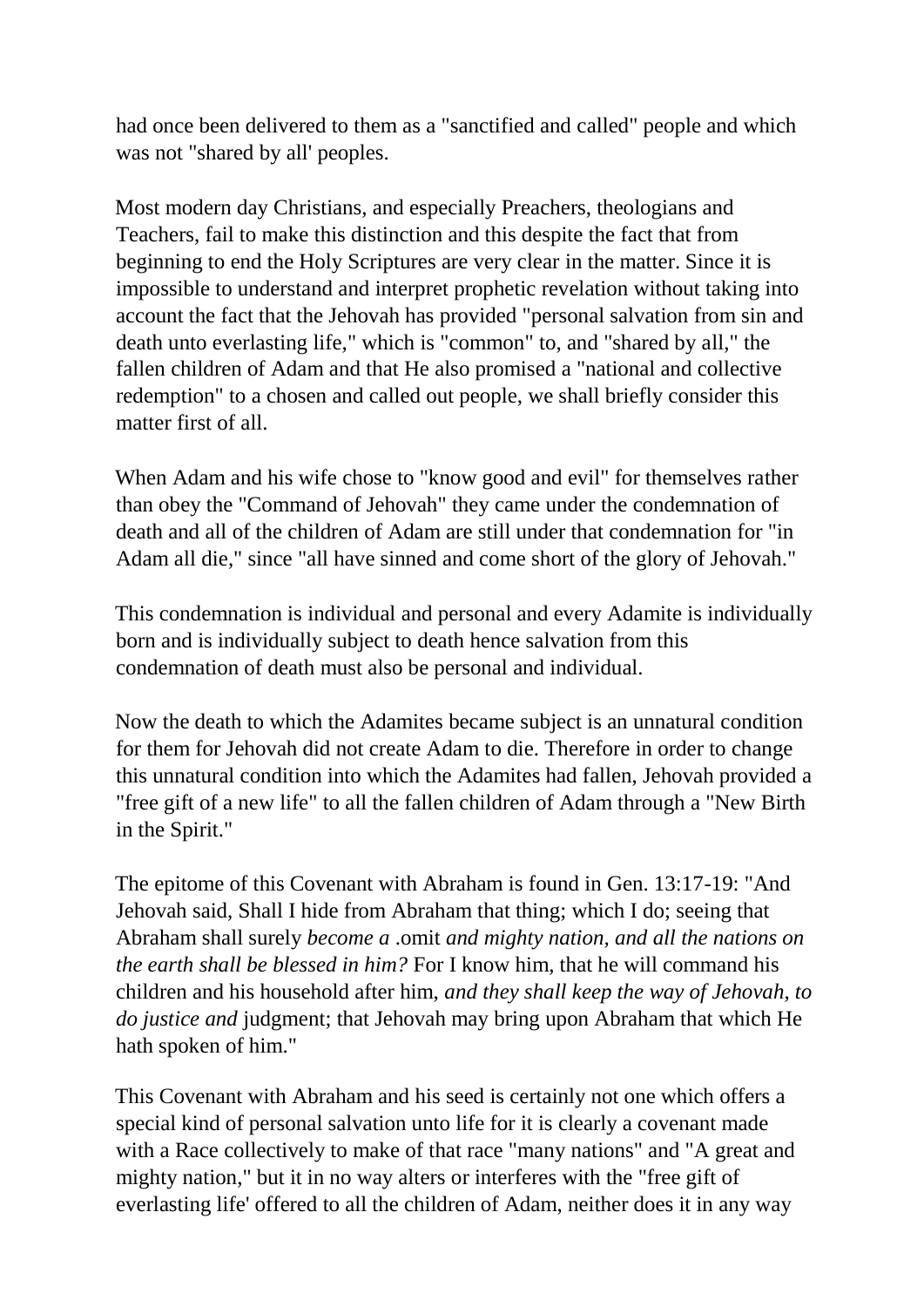had once been delivered to them as a "sanctified and called" people and which was not "shared by all' peoples.

Most modern day Christians, and especially Preachers, theologians and Teachers, fail to make this distinction and this despite the fact that from beginning to end the Holy Scriptures are very clear in the matter. Since it is impossible to understand and interpret prophetic revelation without taking into account the fact that the Jehovah has provided "personal salvation from sin and death unto everlasting life," which is "common" to, and "shared by all," the fallen children of Adam and that He also promised a "national and collective redemption" to a chosen and called out people, we shall briefly consider this matter first of all.

When Adam and his wife chose to "know good and evil" for themselves rather than obey the "Command of Jehovah" they came under the condemnation of death and all of the children of Adam are still under that condemnation for "in Adam all die," since "all have sinned and come short of the glory of Jehovah."

This condemnation is individual and personal and every Adamite is individually born and is individually subject to death hence salvation from this condemnation of death must also be personal and individual.

Now the death to which the Adamites became subject is an unnatural condition for them for Jehovah did not create Adam to die. Therefore in order to change this unnatural condition into which the Adamites had fallen, Jehovah provided a "free gift of a new life" to all the fallen children of Adam through a "New Birth in the Spirit."

The epitome of this Covenant with Abraham is found in Gen. 13:17-19: "And Jehovah said, Shall I hide from Abraham that thing; which I do; seeing that Abraham shall surely *become a* .omit *and mighty nation, and all the nations on the earth shall be blessed in him?* For I know him, that he will command his children and his household after him, *and they shall keep the way of Jehovah, to do justice and* judgment; that Jehovah may bring upon Abraham that which He hath spoken of him."

This Covenant with Abraham and his seed is certainly not one which offers a special kind of personal salvation unto life for it is clearly a covenant made with a Race collectively to make of that race "many nations" and "A great and mighty nation," but it in no way alters or interferes with the "free gift of everlasting life' offered to all the children of Adam, neither does it in any way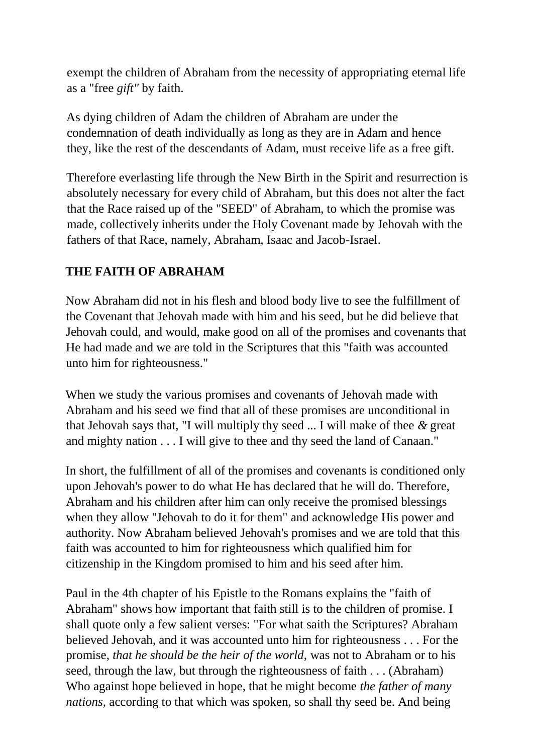exempt the children of Abraham from the necessity of appropriating eternal life as a "free *gift"* by faith.

As dying children of Adam the children of Abraham are under the condemnation of death individually as long as they are in Adam and hence they, like the rest of the descendants of Adam, must receive life as a free gift.

Therefore everlasting life through the New Birth in the Spirit and resurrection is absolutely necessary for every child of Abraham, but this does not alter the fact that the Race raised up of the "SEED" of Abraham, to which the promise was made, collectively inherits under the Holy Covenant made by Jehovah with the fathers of that Race, namely, Abraham, Isaac and Jacob-Israel.

## THE FAITH OF ABRAHAM

Now Abraham did not in his flesh and blood body live to see the fulfillment of the Covenant that Jehovah made with him and his seed, but he did believe that Jehovah could, and would, make good on all of the promises and covenants that He had made and we are told in the Scriptures that this "faith was accounted unto him for righteousness."

When we study the various promises and covenants of Jehovah made with Abraham and his seed we find that all of these promises are unconditional in that Jehovah says that, "I will multiply thy seed ... I will make of thee *&* great and mighty nation . . . I will give to thee and thy seed the land of Canaan."

In short, the fulfillment of all of the promises and covenants is conditioned only upon Jehovah's power to do what He has declared that he will do. Therefore, Abraham and his children after him can only receive the promised blessings when they allow "Jehovah to do it for them" and acknowledge His power and authority. Now Abraham believed Jehovah's promises and we are told that this faith was accounted to him for righteousness which qualified him for citizenship in the Kingdom promised to him and his seed after him.

Paul in the 4th chapter of his Epistle to the Romans explains the "faith of Abraham" shows how important that faith still is to the children of promise. I shall quote only a few salient verses: "For what saith the Scriptures? Abraham believed Jehovah, and it was accounted unto him for righteousness . . . For the promise, *that he should be the heir of the world,* was not to Abraham or to his seed, through the law, but through the righteousness of faith . . . (Abraham) Who against hope believed in hope, that he might become *the father of many nations,* according to that which was spoken, so shall thy seed be. And being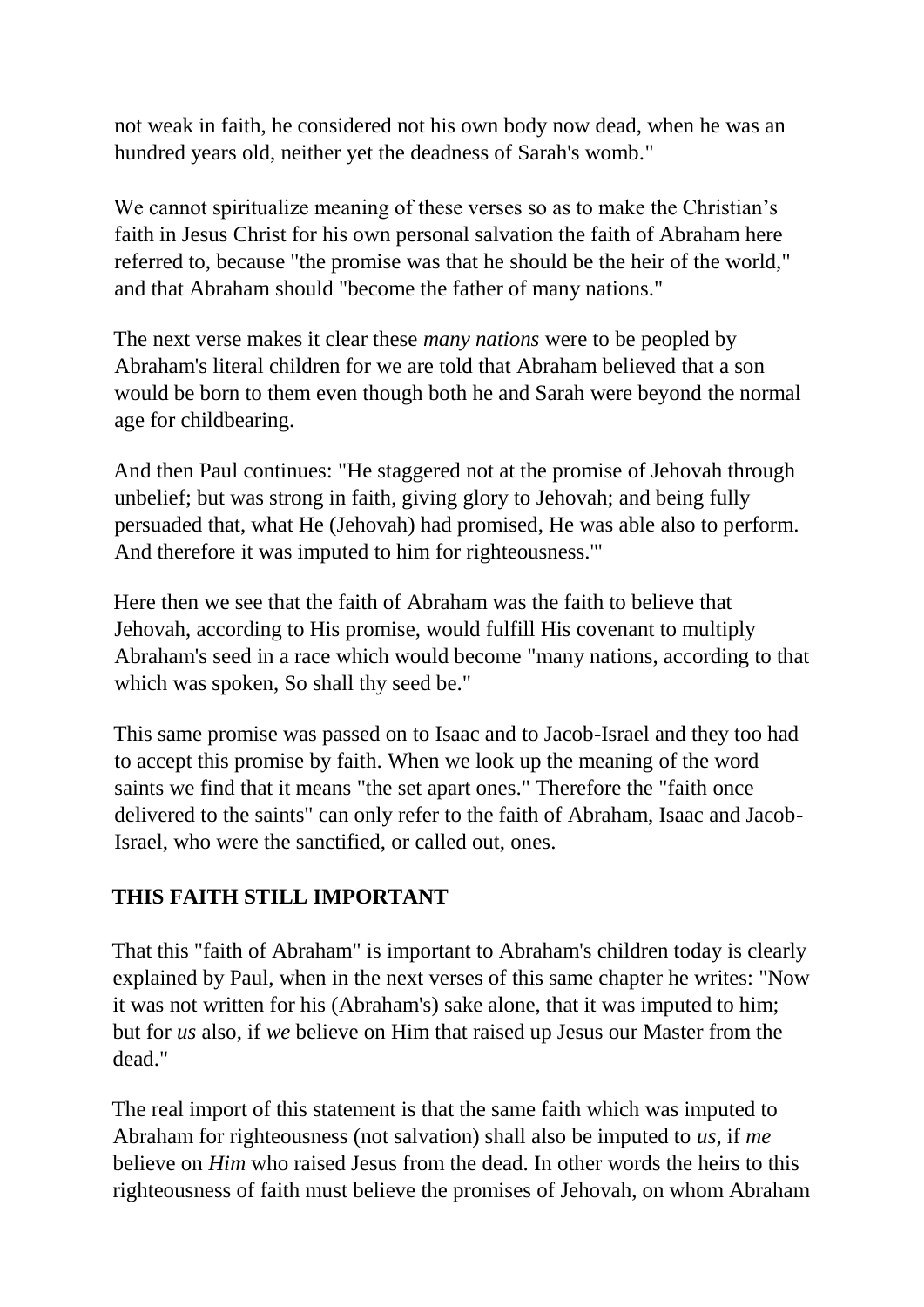not weak in faith, he considered not his own body now dead, when he was an hundred years old, neither yet the deadness of Sarah's womb."

We cannot spiritualize meaning of these verses so as to make the Christian's faith in Jesus Christ for his own personal salvation the faith of Abraham here referred to, because "the promise was that he should be the heir of the world," and that Abraham should "become the father of many nations."

The next verse makes it clear these *many nations* were to be peopled by Abraham's literal children for we are told that Abraham believed that a son would be born to them even though both he and Sarah were beyond the normal age for childbearing.

And then Paul continues: "He staggered not at the promise of Jehovah through unbelief; but was strong in faith, giving glory to Jehovah; and being fully persuaded that, what He (Jehovah) had promised, He was able also to perform. And therefore it was imputed to him for righteousness.'"

Here then we see that the faith of Abraham was the faith to believe that Jehovah, according to His promise, would fulfill His covenant to multiply Abraham's seed in a race which would become "many nations, according to that which was spoken, So shall thy seed be."

This same promise was passed on to Isaac and to Jacob-Israel and they too had to accept this promise by faith. When we look up the meaning of the word saints we find that it means "the set apart ones." Therefore the "faith once delivered to the saints" can only refer to the faith of Abraham, Isaac and Jacob-Israel, who were the sanctified, or called out, ones.

**THIS FAITH STILL IMPORTANT**

That this "faith of Abraham" is important to Abraham's children today is clearly explained by Paul, when in the next verses of this same chapter he writes: "Now it was not written for his (Abraham's) sake alone, that it was imputed to him; but for *us* also, if *we* believe on Him that raised up Jesus our Master from the dead."

The real import of this statement is that the same faith which was imputed to Abraham for righteousness (not salvation) shall also be imputed to *us,* if *me* believe on *Him* who raised Jesus from the dead. In other words the heirs to this righteousness of faith must believe the promises of Jehovah, on whom Abraham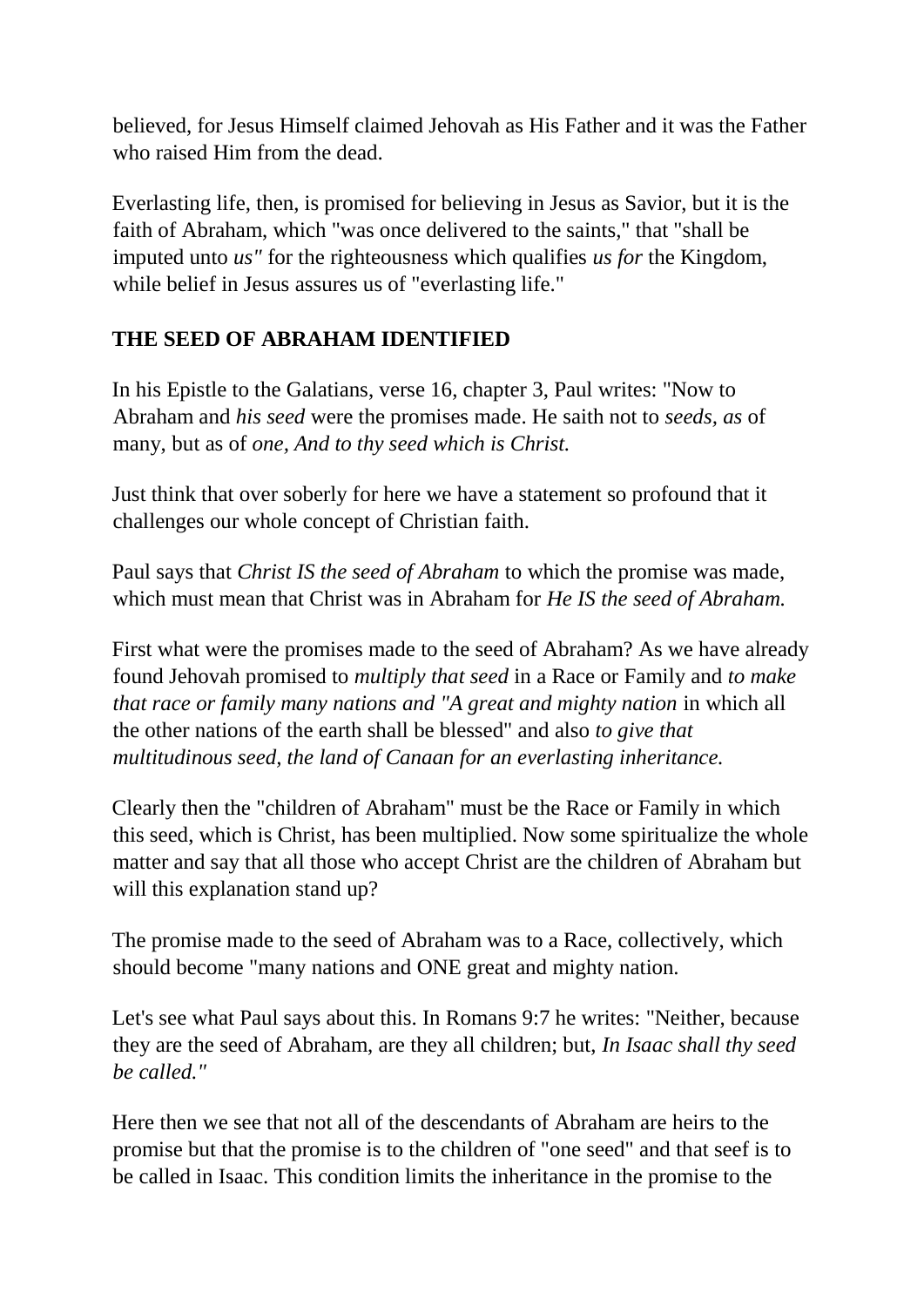believed, for Jesus Himself claimed Jehovah as His Father and it was the Father who raised Him from the dead.

Everlasting life, then, is promised for believing in Jesus as Savior, but it is the faith of Abraham, which "was once delivered to the saints," that "shall be imputed unto *us"* for the righteousness which qualifies *us for* the Kingdom, while belief in Jesus assures us of "everlasting life."

**THE SEED OF ABRAHAM IDENTIFIED**

In his Epistle to the Galatians, verse 16, chapter 3, Paul writes: "Now to Abraham and *his seed* were the promises made. He saith not to *seeds, as* of many, but as of *one, And to thy seed which is Christ.*

Just think that over soberly for here we have a statement so profound that it challenges our whole concept of Christian faith.

Paul says that *Christ IS the seed of Abraham* to which the promise was made, which must mean that Christ was in Abraham for *He IS the seed of Abraham.*

First what were the promises made to the seed of Abraham? As we have already found Jehovah promised to *multiply that seed* in a Race or Family and *to make that race or family many nations and "A great and mighty nation* in which all the other nations of the earth shall be blessed" and also *to give that multitudinous seed, the land of Canaan for an everlasting inheritance.*

Clearly then the "children of Abraham" must be the Race or Family in which this seed, which is Christ, has been multiplied. Now some spiritualize the whole matter and say that all those who accept Christ are the children of Abraham but will this explanation stand up?

The promise made to the seed of Abraham was to a Race, collectively, which should become "many nations and ONE great and mighty nation.

Let's see what Paul says about this. In Romans 9:7 he writes: "Neither, because they are the seed of Abraham, are they all children; but, *In Isaac shall thy seed be called."*

Here then we see that not all of the descendants of Abraham are heirs to the promise but that the promise is to the children of "one seed" and that seef is to be called in Isaac. This condition limits the inheritance in the promise to the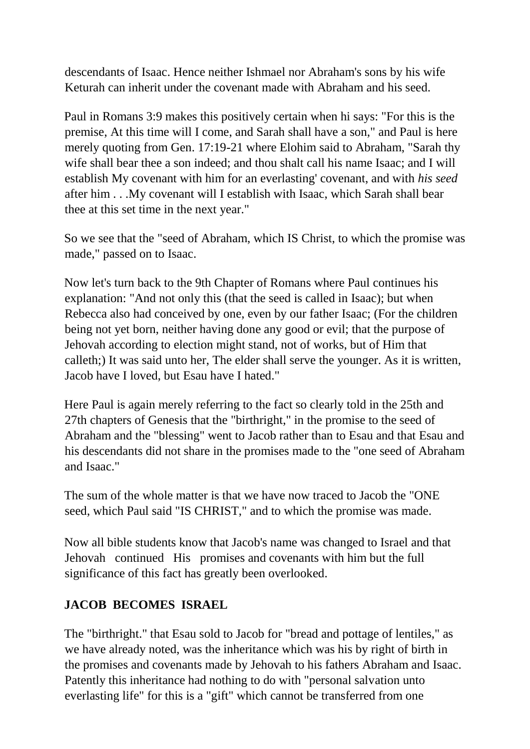descendants of Isaac. Hence neither Ishmael nor Abraham's sons by his wife Keturah can inherit under the covenant made with Abraham and his seed.

Paul in Romans 3:9 makes this positively certain when hi says: "For this is the premise, At this time will I come, and Sarah shall have a son," and Paul is here merely quoting from Gen. 17:19-21 where Elohim said to Abraham, "Sarah thy wife shall bear thee a son indeed; and thou shalt call his name Isaac; and I will establish My covenant with him for an everlasting' covenant, and with *his seed* after him . . .My covenant will I establish with Isaac, which Sarah shall bear thee at this set time in the next year."

So we see that the "seed of Abraham, which IS Christ, to which the promise was made," passed on to Isaac.

Now let's turn back to the 9th Chapter of Romans where Paul continues his explanation: "And not only this (that the seed is called in Isaac); but when Rebecca also had conceived by one, even by our father Isaac; (For the children being not yet born, neither having done any good or evil; that the purpose of Jehovah according to election might stand, not of works, but of Him that calleth;) It was said unto her, The elder shall serve the younger. As it is written, Jacob have I loved, but Esau have I hated."

Here Paul is again merely referring to the fact so clearly told in the 25th and 27th chapters of Genesis that the "birthright," in the promise to the seed of Abraham and the "blessing" went to Jacob rather than to Esau and that Esau and his descendants did not share in the promises made to the "one seed of Abraham and Isaac."

The sum of the whole matter is that we have now traced to Jacob the "ONE seed, which Paul said "IS CHRIST," and to which the promise was made.

Now all bible students know that Jacob's name was changed to Israel and that Jehovah continued His promises and covenants with him but the full significance of this fact has greatly been overlooked.

**JACOB BECOMES ISRAEL**

The "birthright." that Esau sold to Jacob for "bread and pottage of lentiles," as we have already noted, was the inheritance which was his by right of birth in the promises and covenants made by Jehovah to his fathers Abraham and Isaac. Patently this inheritance had nothing to do with "personal salvation unto everlasting life" for this is a "gift" which cannot be transferred from one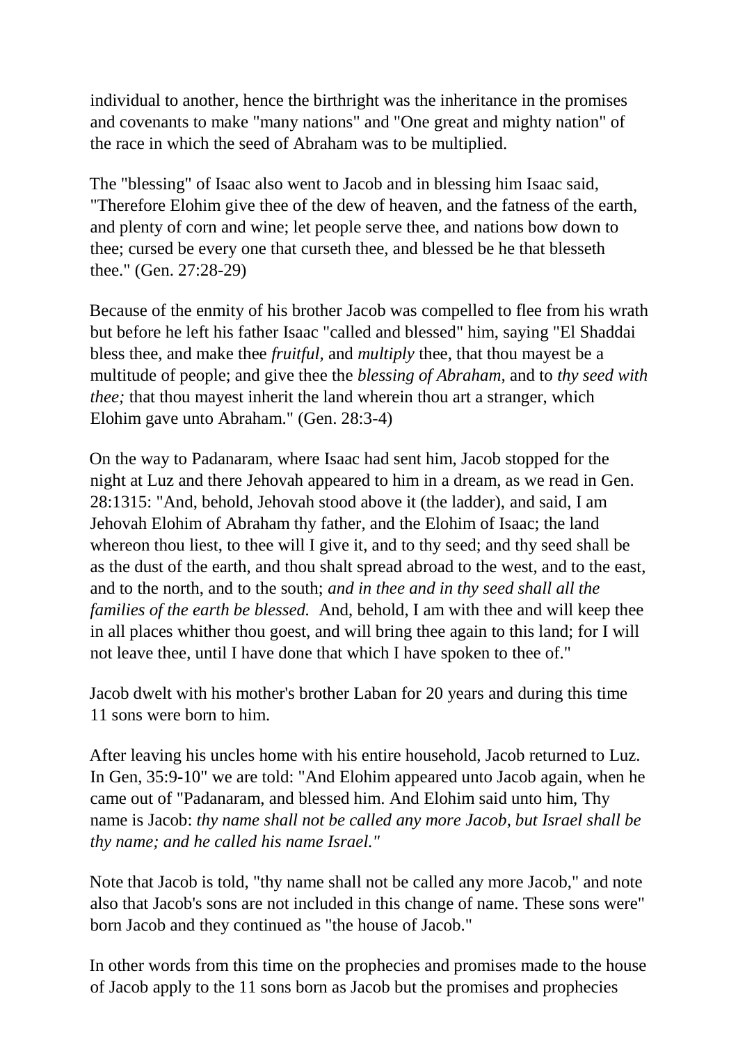individual to another, hence the birthright was the inheritance in the promises and covenants to make "many nations" and "One great and mighty nation" of the race in which the seed of Abraham was to be multiplied.

The "blessing" of Isaac also went to Jacob and in blessing him Isaac said, "Therefore Elohim give thee of the dew of heaven, and the fatness of the earth, and plenty of corn and wine; let people serve thee, and nations bow down to thee; cursed be every one that curseth thee, and blessed be he that blesseth thee." (Gen. 27:28-29)

Because of the enmity of his brother Jacob was compelled to flee from his wrath but before he left his father Isaac "called and blessed" him, saying "El Shaddai bless thee, and make thee *fruitful,* and *multiply* thee, that thou mayest be a multitude of people; and give thee the *blessing of Abraham,* and to *thy seed with thee;* that thou mayest inherit the land wherein thou art a stranger, which Elohim gave unto Abraham." (Gen. 28:3-4)

On the way to Padanaram, where Isaac had sent him, Jacob stopped for the night at Luz and there Jehovah appeared to him in a dream, as we read in Gen. 28:1315: "And, behold, Jehovah stood above it (the ladder), and said, I am Jehovah Elohim of Abraham thy father, and the Elohim of Isaac; the land whereon thou liest, to thee will I give it, and to thy seed; and thy seed shall be as the dust of the earth, and thou shalt spread abroad to the west, and to the east, and to the north, and to the south; *and in thee and in thy seed shall all the families of the earth be blessed.* And, behold, I am with thee and will keep thee in all places whither thou goest, and will bring thee again to this land; for I will not leave thee, until I have done that which I have spoken to thee of."

Jacob dwelt with his mother's brother Laban for 20 years and during this time 11 sons were born to him.

After leaving his uncles home with his entire household, Jacob returned to Luz. In Gen, 35:9-10" we are told: "And Elohim appeared unto Jacob again, when he came out of "Padanaram, and blessed him. And Elohim said unto him, Thy name is Jacob: *thy name shall not be called any more Jacob, but Israel shall be thy name; and he called his name Israel."*

Note that Jacob is told, "thy name shall not be called any more Jacob," and note also that Jacob's sons are not included in this change of name. These sons were" born Jacob and they continued as "the house of Jacob."

In other words from this time on the prophecies and promises made to the house of Jacob apply to the 11 sons born as Jacob but the promises and prophecies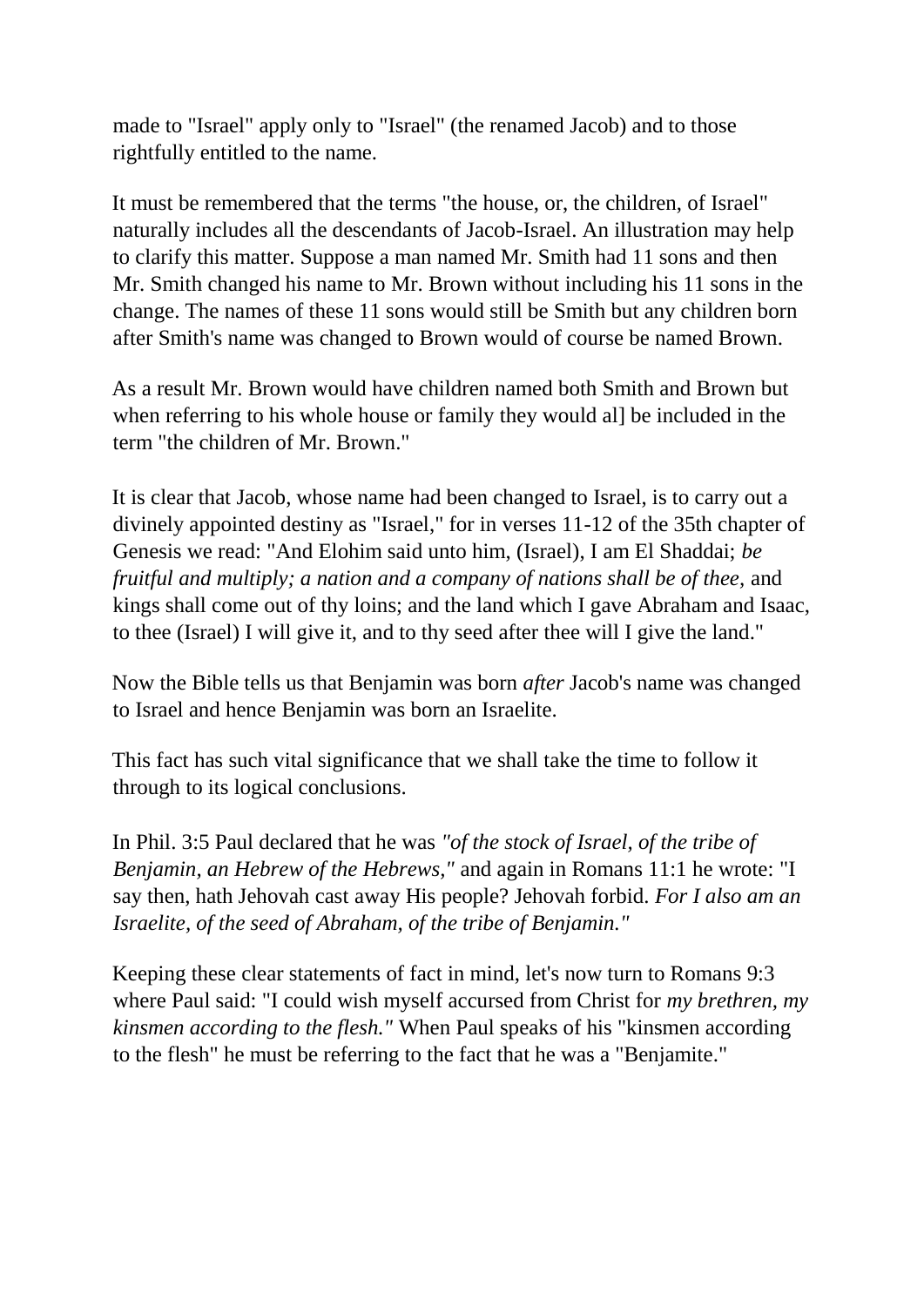made to "Israel" apply only to "Israel" (the renamed Jacob) and to those rightfully entitled to the name.

It must be remembered that the terms "the house, or, the children, of Israel" naturally includes all the descendants of Jacob-Israel. An illustration may help to clarify this matter. Suppose a man named Mr. Smith had 11 sons and then Mr. Smith changed his name to Mr. Brown without including his 11 sons in the change. The names of these 11 sons would still be Smith but any children born after Smith's name was changed to Brown would of course be named Brown.

As a result Mr. Brown would have children named both Smith and Brown but when referring to his whole house or family they would al] be included in the term "the children of Mr. Brown."

It is clear that Jacob, whose name had been changed to Israel, is to carry out a divinely appointed destiny as "Israel," for in verses 11-12 of the 35th chapter of Genesis we read: "And Elohim said unto him, (Israel), I am El Shaddai; *be fruitful and multiply; a nation and a company of nations shall be of thee,* and kings shall come out of thy loins; and the land which I gave Abraham and Isaac, to thee (Israel) I will give it, and to thy seed after thee will I give the land."

Now the Bible tells us that Benjamin was born *after* Jacob's name was changed to Israel and hence Benjamin was born an Israelite.

This fact has such vital significance that we shall take the time to follow it through to its logical conclusions.

In Phil. 3:5 Paul declared that he was *"of the stock of Israel, of the tribe of Benjamin, an Hebrew of the Hebrews,"* and again in Romans 11:1 he wrote: "I say then, hath Jehovah cast away His people? Jehovah forbid. *For I also am an Israelite, of the seed of Abraham, of the tribe of Benjamin."*

Keeping these clear statements of fact in mind, let's now turn to Romans 9:3 where Paul said: "I could wish myself accursed from Christ for *my brethren, my kinsmen according to the flesh."* When Paul speaks of his "kinsmen according to the flesh" he must be referring to the fact that he was a "Benjamite."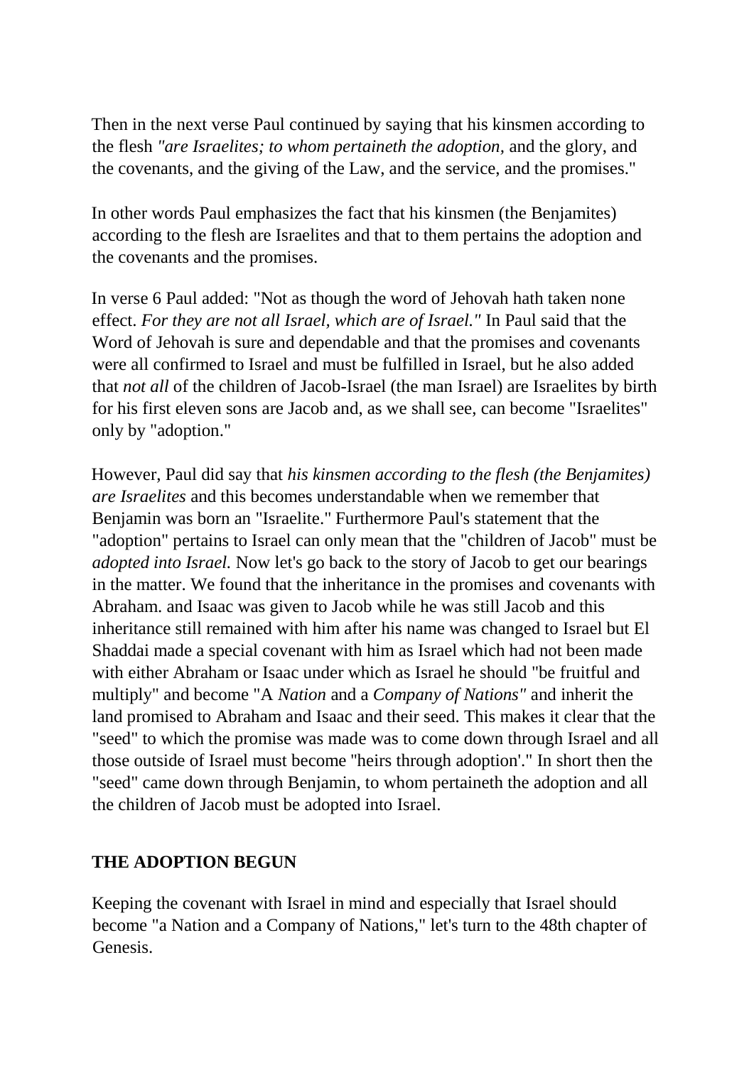Then in the next verse Paul continued by saying that his kinsmen according to the flesh *"are Israelites; to whom pertaineth the adoption,* and the glory, and the covenants, and the giving of the Law, and the service, and the promises."

In other words Paul emphasizes the fact that his kinsmen (the Benjamites) according to the flesh are Israelites and that to them pertains the adoption and the covenants and the promises.

In verse 6 Paul added: "Not as though the word of Jehovah hath taken none effect. *For they are not all Israel, which are of Israel."* In Paul said that the Word of Jehovah is sure and dependable and that the promises and covenants were all confirmed to Israel and must be fulfilled in Israel, but he also added that *not all* of the children of Jacob-Israel (the man Israel) are Israelites by birth for his first eleven sons are Jacob and, as we shall see, can become "Israelites" only by "adoption."

However, Paul did say that *his kinsmen according to the flesh (the Benjamites) are Israelites* and this becomes understandable when we remember that Benjamin was born an "Israelite." Furthermore Paul's statement that the "adoption" pertains to Israel can only mean that the "children of Jacob" must be *adopted into Israel.* Now let's go back to the story of Jacob to get our bearings in the matter. We found that the inheritance in the promises and covenants with Abraham. and Isaac was given to Jacob while he was still Jacob and this inheritance still remained with him after his name was changed to Israel but El Shaddai made a special covenant with him as Israel which had not been made with either Abraham or Isaac under which as Israel he should "be fruitful and multiply" and become "A *Nation* and a *Company of Nations"* and inherit the land promised to Abraham and Isaac and their seed. This makes it clear that the "seed" to which the promise was made was to come down through Israel and all those outside of Israel must become "heirs through adoption'." In short then the "seed" came down through Benjamin, to whom pertaineth the adoption and all the children of Jacob must be adopted into Israel.

## THE ADOPTION BEGUN

Keeping the covenant with Israel in mind and especially that Israel should become "a Nation and a Company of Nations," let's turn to the 48th chapter of Genesis.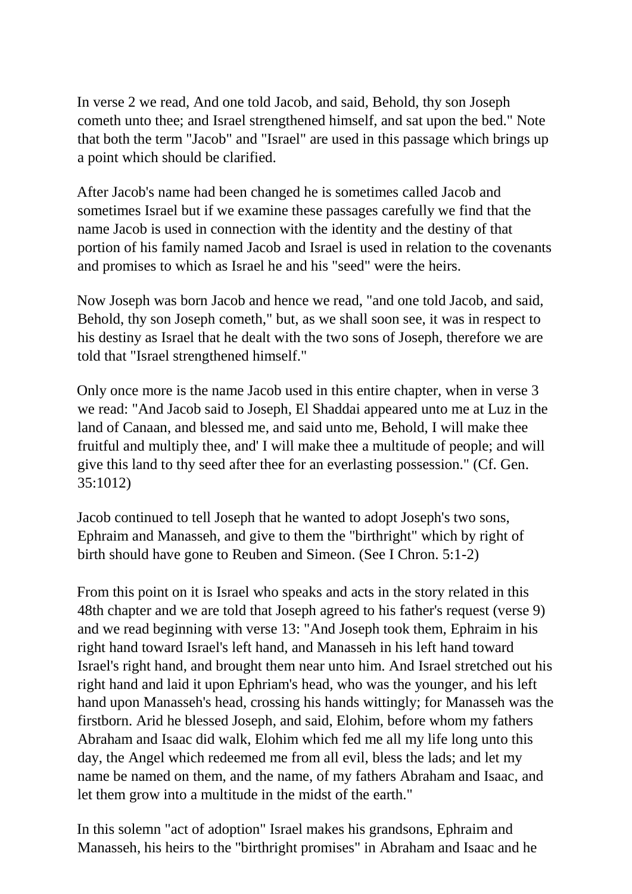In verse 2 we read, And one told Jacob, and said, Behold, thy son Joseph cometh unto thee; and Israel strengthened himself, and sat upon the bed." Note that both the term "Jacob" and "Israel" are used in this passage which brings up a point which should be clarified.

After Jacob's name had been changed he is sometimes called Jacob and sometimes Israel but if we examine these passages carefully we find that the name Jacob is used in connection with the identity and the destiny of that portion of his family named Jacob and Israel is used in relation to the covenants and promises to which as Israel he and his "seed" were the heirs.

Now Joseph was born Jacob and hence we read, "and one told Jacob, and said, Behold, thy son Joseph cometh," but, as we shall soon see, it was in respect to his destiny as Israel that he dealt with the two sons of Joseph, therefore we are told that "Israel strengthened himself."

Only once more is the name Jacob used in this entire chapter, when in verse 3 we read: "And Jacob said to Joseph, El Shaddai appeared unto me at Luz in the land of Canaan, and blessed me, and said unto me, Behold, I will make thee fruitful and multiply thee, and' I will make thee a multitude of people; and will give this land to thy seed after thee for an everlasting possession." (Cf. Gen. 35:1012)

Jacob continued to tell Joseph that he wanted to adopt Joseph's two sons, Ephraim and Manasseh, and give to them the "birthright" which by right of birth should have gone to Reuben and Simeon. (See I Chron. 5:1-2)

From this point on it is Israel who speaks and acts in the story related in this 48th chapter and we are told that Joseph agreed to his father's request (verse 9) and we read beginning with verse 13: "And Joseph took them, Ephraim in his right hand toward Israel's left hand, and Manasseh in his left hand toward Israel's right hand, and brought them near unto him. And Israel stretched out his right hand and laid it upon Ephriam's head, who was the younger, and his left hand upon Manasseh's head, crossing his hands wittingly; for Manasseh was the firstborn. Arid he blessed Joseph, and said, Elohim, before whom my fathers Abraham and Isaac did walk, Elohim which fed me all my life long unto this day, the Angel which redeemed me from all evil, bless the lads; and let my name be named on them, and the name, of my fathers Abraham and Isaac, and let them grow into a multitude in the midst of the earth."

In this solemn "act of adoption" Israel makes his grandsons, Ephraim and Manasseh, his heirs to the "birthright promises" in Abraham and Isaac and he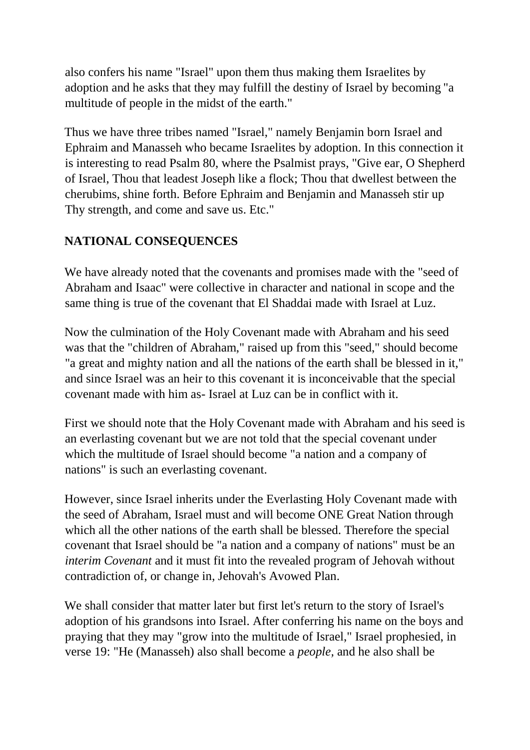also confers his name "Israel" upon them thus making them Israelites by adoption and he asks that they may fulfill the destiny of Israel by becoming "a multitude of people in the midst of the earth."

Thus we have three tribes named "Israel," namely Benjamin born Israel and Ephraim and Manasseh who became Israelites by adoption. In this connection it is interesting to read Psalm 80, where the Psalmist prays, "Give ear, O Shepherd of Israel, Thou that leadest Joseph like a flock; Thou that dwellest between the cherubims, shine forth. Before Ephraim and Benjamin and Manasseh stir up Thy strength, and come and save us. Etc."

**NATIONAL CONSEQUENCES**

We have already noted that the covenants and promises made with the "seed of Abraham and Isaac" were collective in character and national in scope and the same thing is true of the covenant that El Shaddai made with Israel at Luz.

Now the culmination of the Holy Covenant made with Abraham and his seed was that the "children of Abraham," raised up from this "seed," should become "a great and mighty nation and all the nations of the earth shall be blessed in it," and since Israel was an heir to this covenant it is inconceivable that the special covenant made with him as- Israel at Luz can be in conflict with it.

First we should note that the Holy Covenant made with Abraham and his seed is an everlasting covenant but we are not told that the special covenant under which the multitude of Israel should become "a nation and a company of nations" is such an everlasting covenant.

However, since Israel inherits under the Everlasting Holy Covenant made with the seed of Abraham, Israel must and will become ONE Great Nation through which all the other nations of the earth shall be blessed. Therefore the special covenant that Israel should be "a nation and a company of nations" must be an *interim Covenant* and it must fit into the revealed program of Jehovah without contradiction of, or change in, Jehovah's Avowed Plan.

We shall consider that matter later but first let's return to the story of Israel's adoption of his grandsons into Israel. After conferring his name on the boys and praying that they may "grow into the multitude of Israel," Israel prophesied, in verse 19: "He (Manasseh) also shall become a *people*, and he also shall be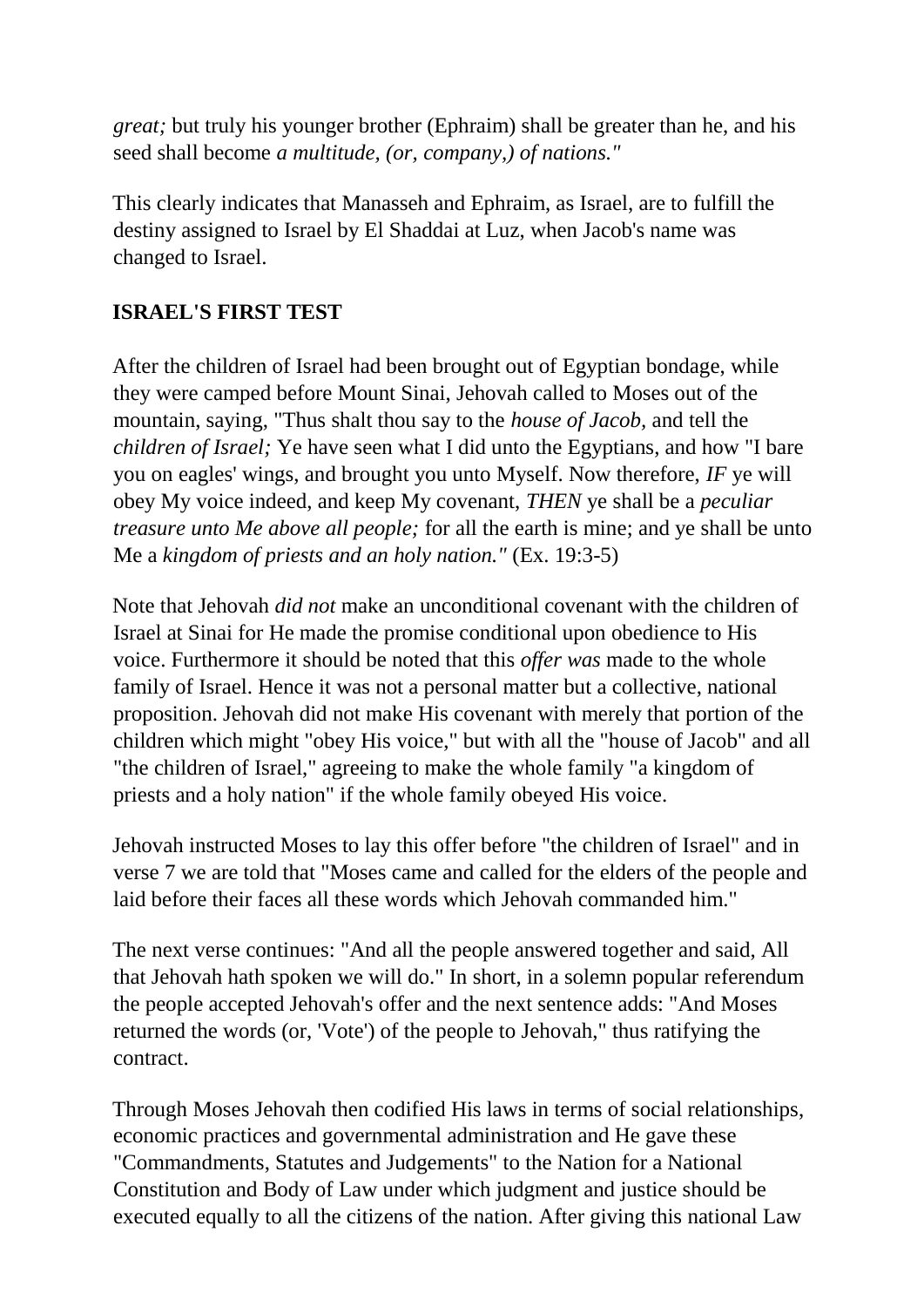*great;* but truly his younger brother (Ephraim) shall be greater than he, and his seed shall become *a multitude, (or, company,) of nations."*

This clearly indicates that Manasseh and Ephraim, as Israel, are to fulfill the destiny assigned to Israel by El Shaddai at Luz, when Jacob's name was changed to Israel.

**ISRAEL'S FIRST TEST**

After the children of Israel had been brought out of Egyptian bondage, while they were camped before Mount Sinai, Jehovah called to Moses out of the mountain, saying, "Thus shalt thou say to the *house of Jacob,* and tell the *children of Israel;* Ye have seen what I did unto the Egyptians, and how "I bare you on eagles' wings, and brought you unto Myself. Now therefore, *IF* ye will obey My voice indeed, and keep My covenant, *THEN* ye shall be a *peculiar treasure unto Me above all people;* for all the earth is mine; and ye shall be unto Me a *kingdom of priests and an holy nation."* (Ex. 19:3-5)

Note that Jehovah *did not* make an unconditional covenant with the children of Israel at Sinai for He made the promise conditional upon obedience to His voice. Furthermore it should be noted that this *offer was* made to the whole family of Israel. Hence it was not a personal matter but a collective, national proposition. Jehovah did not make His covenant with merely that portion of the children which might "obey His voice," but with all the "house of Jacob" and all "the children of Israel," agreeing to make the whole family "a kingdom of priests and a holy nation" if the whole family obeyed His voice.

Jehovah instructed Moses to lay this offer before "the children of Israel" and in verse 7 we are told that "Moses came and called for the elders of the people and laid before their faces all these words which Jehovah commanded him."

The next verse continues: "And all the people answered together and said, All that Jehovah hath spoken we will do." In short, in a solemn popular referendum the people accepted Jehovah's offer and the next sentence adds: "And Moses returned the words (or, 'Vote') of the people to Jehovah," thus ratifying the contract.

Through Moses Jehovah then codified His laws in terms of social relationships, economic practices and governmental administration and He gave these "Commandments, Statutes and Judgements" to the Nation for a National Constitution and Body of Law under which judgment and justice should be executed equally to all the citizens of the nation. After giving this national Law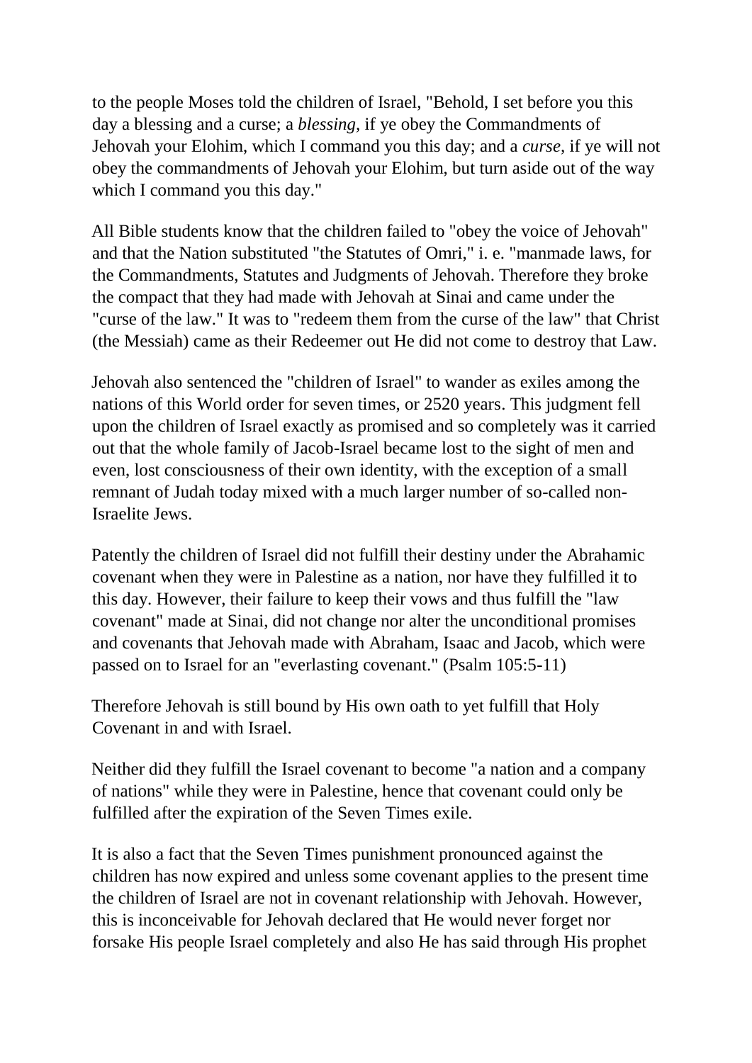to the people Moses told the children of Israel, "Behold, I set before you this day a blessing and a curse; a *blessing,* if ye obey the Commandments of Jehovah your Elohim, which I command you this day; and a *curse,* if ye will not obey the commandments of Jehovah your Elohim, but turn aside out of the way which I command you this day."

All Bible students know that the children failed to "obey the voice of Jehovah" and that the Nation substituted "the Statutes of Omri," i. e. "manmade laws, for the Commandments, Statutes and Judgments of Jehovah. Therefore they broke the compact that they had made with Jehovah at Sinai and came under the "curse of the law." It was to "redeem them from the curse of the law" that Christ (the Messiah) came as their Redeemer out He did not come to destroy that Law.

Jehovah also sentenced the "children of Israel" to wander as exiles among the nations of this World order for seven times, or 2520 years. This judgment fell upon the children of Israel exactly as promised and so completely was it carried out that the whole family of Jacob-Israel became lost to the sight of men and even, lost consciousness of their own identity, with the exception of a small remnant of Judah today mixed with a much larger number of so-called non-Israelite Jews.

Patently the children of Israel did not fulfill their destiny under the Abrahamic covenant when they were in Palestine as a nation, nor have they fulfilled it to this day. However, their failure to keep their vows and thus fulfill the "law covenant" made at Sinai, did not change nor alter the unconditional promises and covenants that Jehovah made with Abraham, Isaac and Jacob, which were passed on to Israel for an "everlasting covenant." (Psalm 105:5-11)

Therefore Jehovah is still bound by His own oath to yet fulfill that Holy Covenant in and with Israel.

Neither did they fulfill the Israel covenant to become "a nation and a company of nations" while they were in Palestine, hence that covenant could only be fulfilled after the expiration of the Seven Times exile.

It is also a fact that the Seven Times punishment pronounced against the children has now expired and unless some covenant applies to the present time the children of Israel are not in covenant relationship with Jehovah. However, this is inconceivable for Jehovah declared that He would never forget nor forsake His people Israel completely and also He has said through His prophet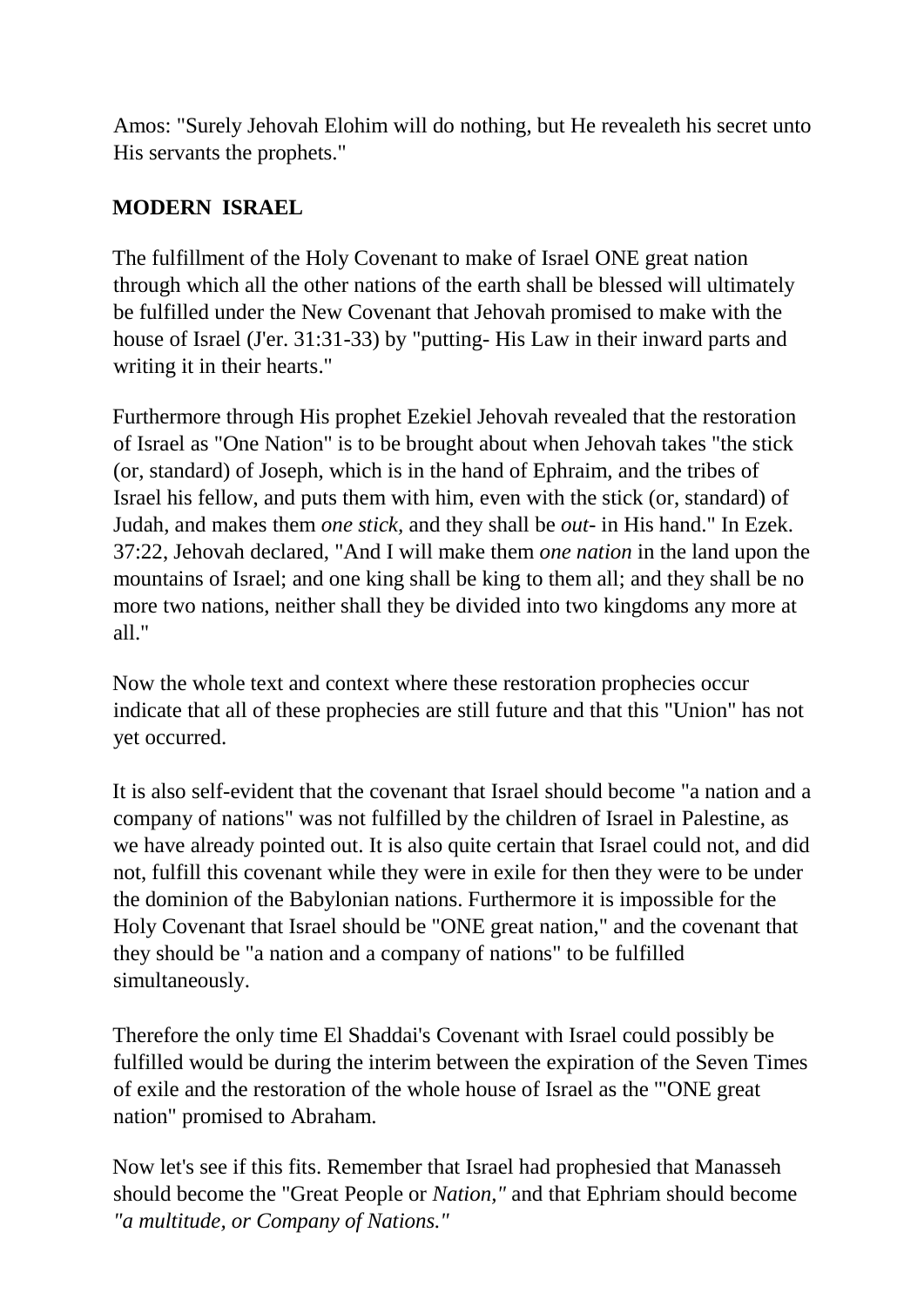Amos: "Surely Jehovah Elohim will do nothing, but He revealeth his secret unto His servants the prophets."

**MODERN ISRAEL**

The fulfillment of the Holy Covenant to make of Israel ONE great nation through which all the other nations of the earth shall be blessed will ultimately be fulfilled under the New Covenant that Jehovah promised to make with the house of Israel (J'er. 31:31-33) by "putting- His Law in their inward parts and writing it in their hearts."

Furthermore through His prophet Ezekiel Jehovah revealed that the restoration of Israel as "One Nation" is to be brought about when Jehovah takes "the stick (or, standard) of Joseph, which is in the hand of Ephraim, and the tribes of Israel his fellow, and puts them with him, even with the stick (or, standard) of Judah, and makes them *one stick*, and they shall be *out*- in His hand." In Ezek. 37:22, Jehovah declared, "And I will make them *one nation* in the land upon the mountains of Israel; and one king shall be king to them all; and they shall be no more two nations, neither shall they be divided into two kingdoms any more at all."

Now the whole text and context where these restoration prophecies occur indicate that all of these prophecies are still future and that this "Union" has not yet occurred.

It is also self-evident that the covenant that Israel should become "a nation and a company of nations" was not fulfilled by the children of Israel in Palestine, as we have already pointed out. It is also quite certain that Israel could not, and did not, fulfill this covenant while they were in exile for then they were to be under the dominion of the Babylonian nations. Furthermore it is impossible for the Holy Covenant that Israel should be "ONE great nation," and the covenant that they should be "a nation and a company of nations" to be fulfilled simultaneously.

Therefore the only time El Shaddai's Covenant with Israel could possibly be fulfilled would be during the interim between the expiration of the Seven Times of exile and the restoration of the whole house of Israel as the '"ONE great nation" promised to Abraham.

Now let's see if this fits. Remember that Israel had prophesied that Manasseh should become the "Great People or *Nation,"* and that Ephriam should become *"a multitude, or Company of Nations."*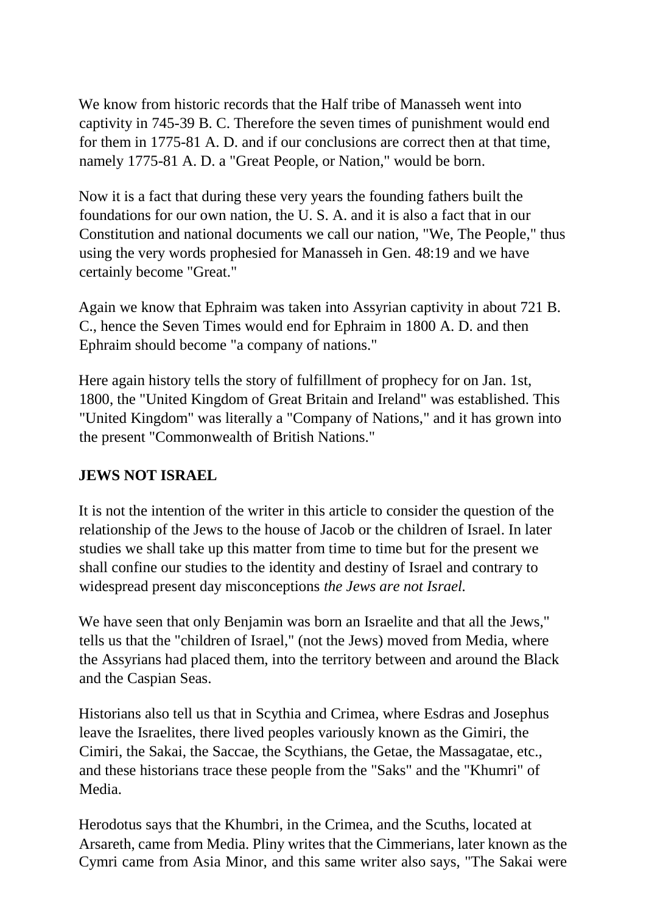We know from historic records that the Half tribe of Manasseh went into captivity in 745-39 B. C. Therefore the seven times of punishment would end for them in 1775-81 A. D. and if our conclusions are correct then at that time, namely 1775-81 A. D. a "Great People, or Nation," would be born.

Now it is a fact that during these very years the founding fathers built the foundations for our own nation, the U. S. A. and it is also a fact that in our Constitution and national documents we call our nation, "We, The People," thus using the very words prophesied for Manasseh in Gen. 48:19 and we have certainly become "Great."

Again we know that Ephraim was taken into Assyrian captivity in about 721 B. C., hence the Seven Times would end for Ephraim in 1800 A. D. and then Ephraim should become "a company of nations."

Here again history tells the story of fulfillment of prophecy for on Jan. 1st, 1800, the "United Kingdom of Great Britain and Ireland" was established. This "United Kingdom" was literally a "Company of Nations," and it has grown into the present "Commonwealth of British Nations."

**JEWS NOT ISRAEL**

It is not the intention of the writer in this article to consider the question of the relationship of the Jews to the house of Jacob or the children of Israel. In later studies we shall take up this matter from time to time but for the present we shall confine our studies to the identity and destiny of Israel and contrary to widespread present day misconceptions *the Jews are not Israel.*

We have seen that only Benjamin was born an Israelite and that all the Jews," tells us that the "children of Israel," (not the Jews) moved from Media, where the Assyrians had placed them, into the territory between and around the Black and the Caspian Seas.

Historians also tell us that in Scythia and Crimea, where Esdras and Josephus leave the Israelites, there lived peoples variously known as the Gimiri, the Cimiri, the Sakai, the Saccae, the Scythians, the Getae, the Massagatae, etc., and these historians trace these people from the "Saks" and the "Khumri" of Media.

Herodotus says that the Khumbri, in the Crimea, and the Scuths, located at Arsareth, came from Media. Pliny writes that the Cimmerians, later known as the Cymri came from Asia Minor, and this same writer also says, "The Sakai were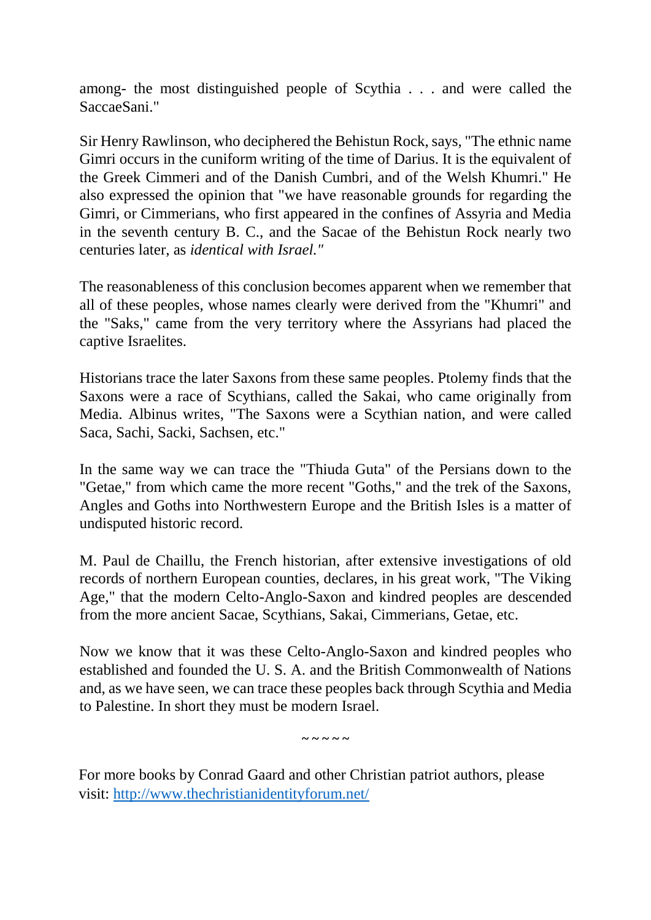among- the most distinguished people of Scythia . . . and were called the SaccaeSani."

Sir Henry Rawlinson, who deciphered the Behistun Rock, says, "The ethnic name Gimri occurs in the cuniform writing of the time of Darius. It is the equivalent of the Greek Cimmeri and of the Danish Cumbri, and of the Welsh Khumri." He also expressed the opinion that "we have reasonable grounds for regarding the Gimri, or Cimmerians, who first appeared in the confines of Assyria and Media in the seventh century B. C., and the Sacae of the Behistun Rock nearly two centuries later, as *identical with Israel."*

The reasonableness of this conclusion becomes apparent when we remember that all of these peoples, whose names clearly were derived from the "Khumri" and the "Saks," came from the very territory where the Assyrians had placed the captive Israelites.

Historians trace the later Saxons from these same peoples. Ptolemy finds that the Saxons were a race of Scythians, called the Sakai, who came originally from Media. Albinus writes, "The Saxons were a Scythian nation, and were called Saca, Sachi, Sacki, Sachsen, etc."

In the same way we can trace the "Thiuda Guta" of the Persians down to the "Getae," from which came the more recent "Goths," and the trek of the Saxons, Angles and Goths into Northwestern Europe and the British Isles is a matter of undisputed historic record.

M. Paul de Chaillu, the French historian, after extensive investigations of old records of northern European counties, declares, in his great work, "The Viking Age," that the modern Celto-Anglo-Saxon and kindred peoples are descended from the more ancient Sacae, Scythians, Sakai, Cimmerians, Getae, etc.

Now we know that it was these Celto-Anglo-Saxon and kindred peoples who established and founded the U. S. A. and the British Commonwealth of Nations and, as we have seen, we can trace these peoples back through Scythia and Media to Palestine. In short they must be modern Israel.

~~~~~

For more books by Conrad Gaard and other Christian patriot authors, please visit: [http://www.thechristianidentityforum.net/](http://www.thechristianidentityforum.net/)